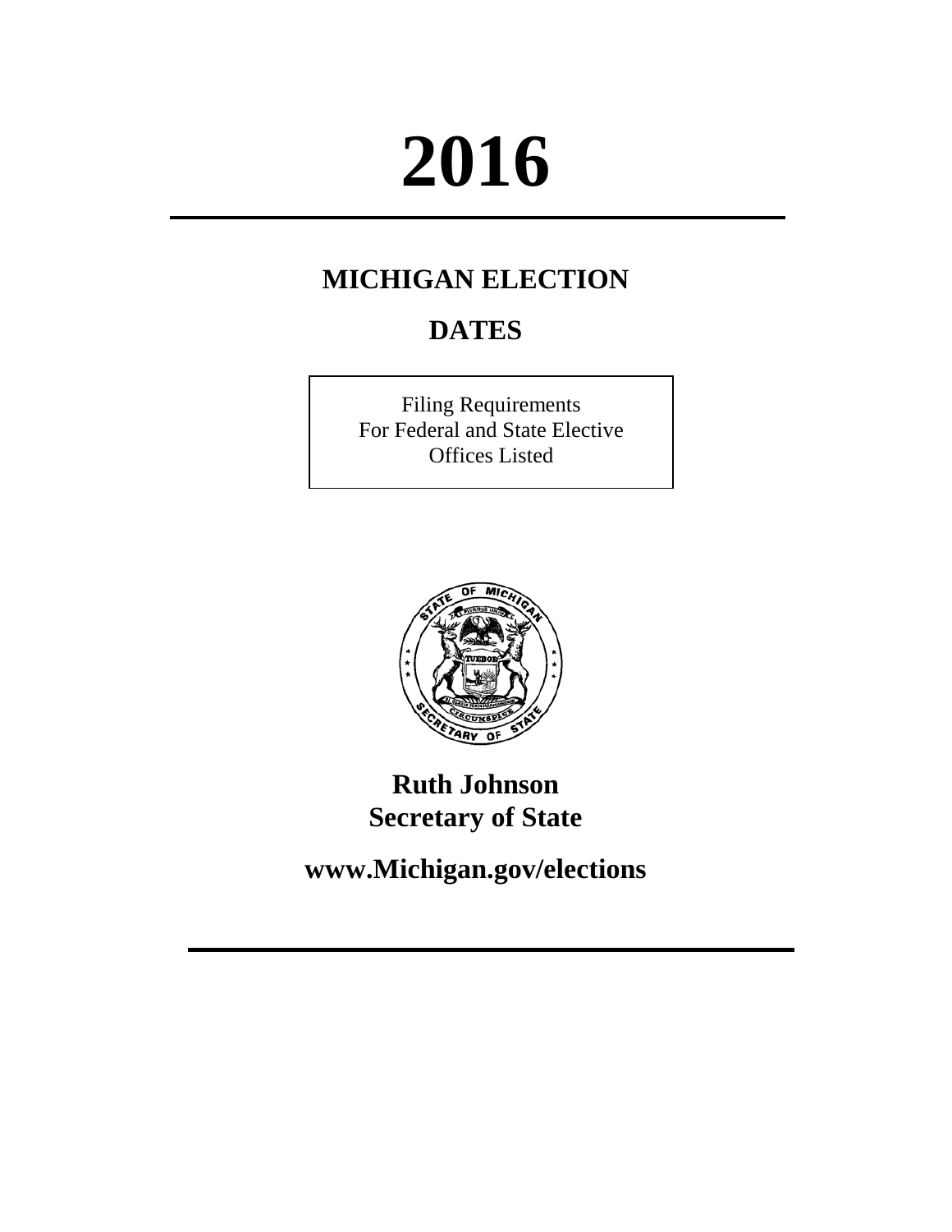# 2016

## MICHIGAN ELECTION

## DATES

Filing Requirements
For Federal and State Elective
Offices Listed

**Ruth Johnson**
**Secretary of State**

**www.Michigan.gov/elections**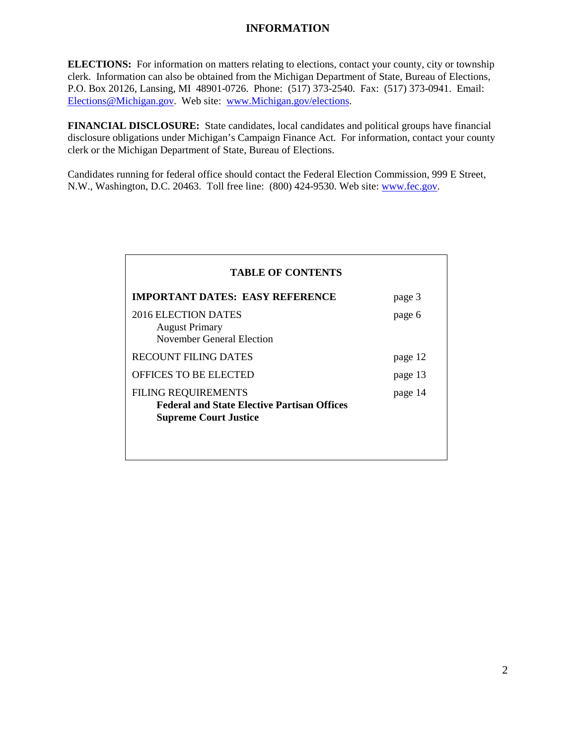# INFORMATION

**ELECTIONS:** For information on matters relating to elections, contact your county, city or township clerk. Information can also be obtained from the Michigan Department of State, Bureau of Elections, P.O. Box 20126, Lansing, MI 48901-0726. Phone: (517) 373-2540. Fax: (517) 373-0941. Email: Elections@Michigan.gov. Web site: www.Michigan.gov/elections.

**FINANCIAL DISCLOSURE:** State candidates, local candidates and political groups have financial disclosure obligations under Michigan's Campaign Finance Act. For information, contact your county clerk or the Michigan Department of State, Bureau of Elections.

Candidates running for federal office should contact the Federal Election Commission, 999 E Street, N.W., Washington, D.C. 20463. Toll free line: (800) 424-9530. Web site: www.fec.gov.

## TABLE OF CONTENTS

| | |
|---|---|
| **IMPORTANT DATES: EASY REFERENCE** | page 3 |
| 2016 ELECTION DATES<br>August Primary<br>November General Election | page 6 |
| RECOUNT FILING DATES | page 12 |
| OFFICES TO BE ELECTED | page 13 |
| FILING REQUIREMENTS<br>**Federal and State Elective Partisan Offices**<br>**Supreme Court Justice** | page 14 |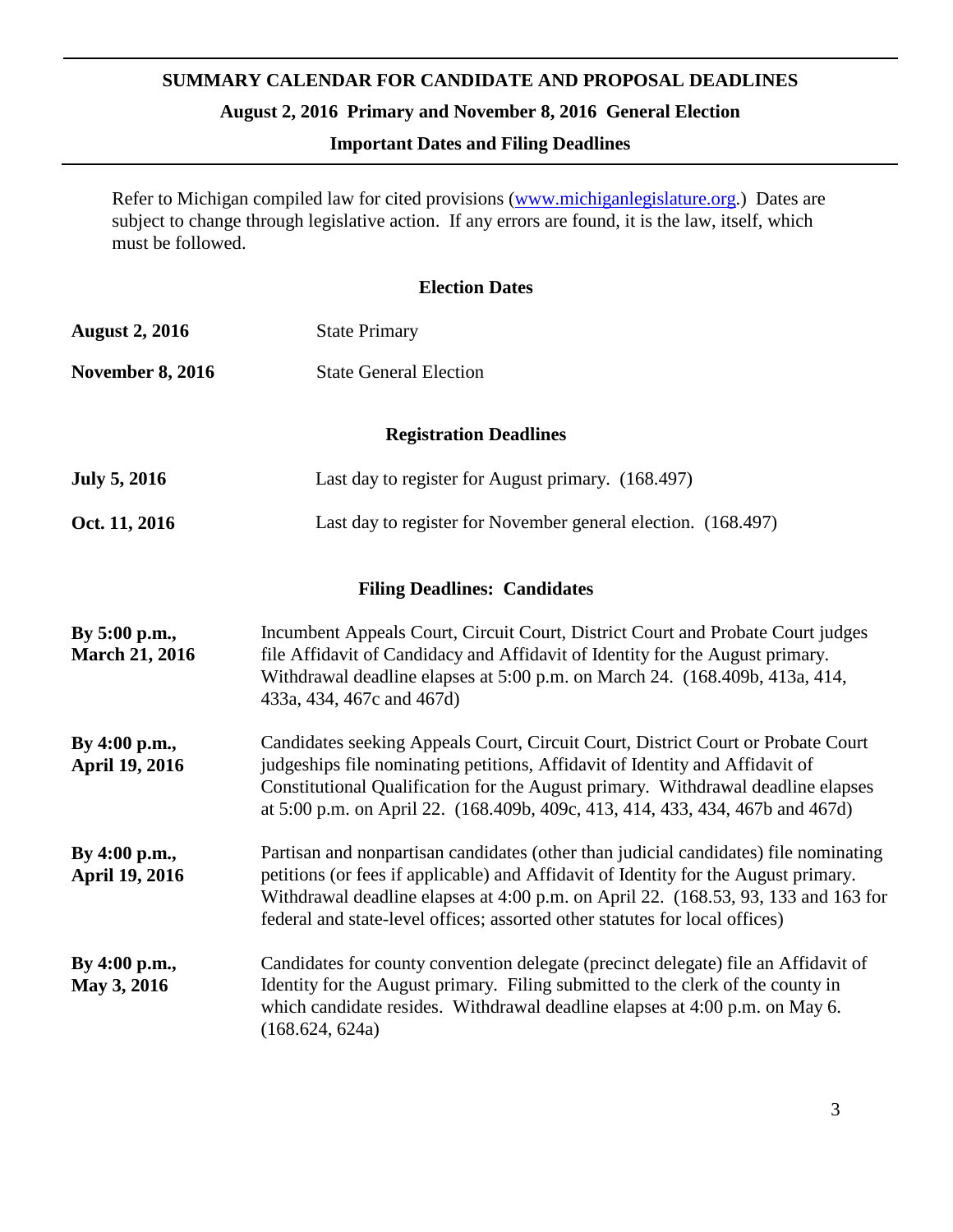# SUMMARY CALENDAR FOR CANDIDATE AND PROPOSAL DEADLINES

## August 2, 2016 Primary and November 8, 2016 General Election

### Important Dates and Filing Deadlines

Refer to Michigan compiled law for cited provisions (www.michiganlegislature.org.) Dates are subject to change through legislative action. If any errors are found, it is the law, itself, which must be followed.

### Election Dates

| | |
|---|---|
| **August 2, 2016** | State Primary |
| **November 8, 2016** | State General Election |

### Registration Deadlines

| | |
|---|---|
| **July 5, 2016** | Last day to register for August primary. (168.497) |
| **Oct. 11, 2016** | Last day to register for November general election. (168.497) |

### Filing Deadlines: Candidates

| | |
|---|---|
| **By 5:00 p.m., March 21, 2016** | Incumbent Appeals Court, Circuit Court, District Court and Probate Court judges file Affidavit of Candidacy and Affidavit of Identity for the August primary. Withdrawal deadline elapses at 5:00 p.m. on March 24. (168.409b, 413a, 414, 433a, 434, 467c and 467d) |
| **By 4:00 p.m., April 19, 2016** | Candidates seeking Appeals Court, Circuit Court, District Court or Probate Court judgeships file nominating petitions, Affidavit of Identity and Affidavit of Constitutional Qualification for the August primary. Withdrawal deadline elapses at 5:00 p.m. on April 22. (168.409b, 409c, 413, 414, 433, 434, 467b and 467d) |
| **By 4:00 p.m., April 19, 2016** | Partisan and nonpartisan candidates (other than judicial candidates) file nominating petitions (or fees if applicable) and Affidavit of Identity for the August primary. Withdrawal deadline elapses at 4:00 p.m. on April 22. (168.53, 93, 133 and 163 for federal and state-level offices; assorted other statutes for local offices) |
| **By 4:00 p.m., May 3, 2016** | Candidates for county convention delegate (precinct delegate) file an Affidavit of Identity for the August primary. Filing submitted to the clerk of the county in which candidate resides. Withdrawal deadline elapses at 4:00 p.m. on May 6. (168.624, 624a) |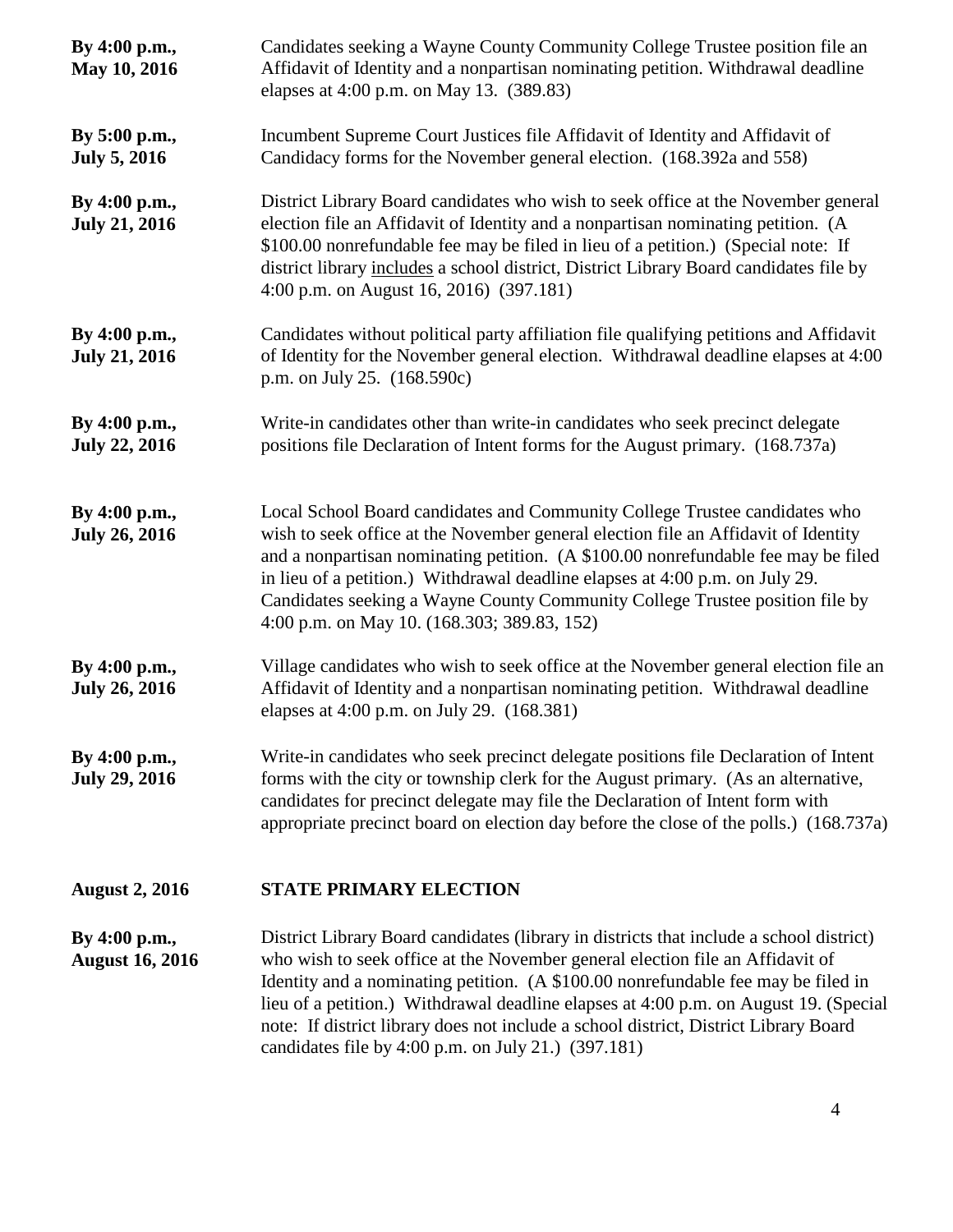**By 4:00 p.m., May 10, 2016**
Candidates seeking a Wayne County Community College Trustee position file an Affidavit of Identity and a nonpartisan nominating petition. Withdrawal deadline elapses at 4:00 p.m. on May 13. (389.83)

**By 5:00 p.m., July 5, 2016**
Incumbent Supreme Court Justices file Affidavit of Identity and Affidavit of Candidacy forms for the November general election. (168.392a and 558)

**By 4:00 p.m., July 21, 2016**
District Library Board candidates who wish to seek office at the November general election file an Affidavit of Identity and a nonpartisan nominating petition. (A $100.00 nonrefundable fee may be filed in lieu of a petition.) (Special note: If district library <u>includes</u> a school district, District Library Board candidates file by 4:00 p.m. on August 16, 2016) (397.181)

**By 4:00 p.m., July 21, 2016**
Candidates without political party affiliation file qualifying petitions and Affidavit of Identity for the November general election. Withdrawal deadline elapses at 4:00 p.m. on July 25. (168.590c)

**By 4:00 p.m., July 22, 2016**
Write-in candidates other than write-in candidates who seek precinct delegate positions file Declaration of Intent forms for the August primary. (168.737a)

**By 4:00 p.m., July 26, 2016**
Local School Board candidates and Community College Trustee candidates who wish to seek office at the November general election file an Affidavit of Identity and a nonpartisan nominating petition. (A $100.00 nonrefundable fee may be filed in lieu of a petition.) Withdrawal deadline elapses at 4:00 p.m. on July 29. Candidates seeking a Wayne County Community College Trustee position file by 4:00 p.m. on May 10. (168.303; 389.83, 152)

**By 4:00 p.m., July 26, 2016**
Village candidates who wish to seek office at the November general election file an Affidavit of Identity and a nonpartisan nominating petition. Withdrawal deadline elapses at 4:00 p.m. on July 29. (168.381)

**By 4:00 p.m., July 29, 2016**
Write-in candidates who seek precinct delegate positions file Declaration of Intent forms with the city or township clerk for the August primary. (As an alternative, candidates for precinct delegate may file the Declaration of Intent form with appropriate precinct board on election day before the close of the polls.) (168.737a)

**August 2, 2016**
**STATE PRIMARY ELECTION**

**By 4:00 p.m., August 16, 2016**
District Library Board candidates (library in districts that include a school district) who wish to seek office at the November general election file an Affidavit of Identity and a nominating petition. (A $100.00 nonrefundable fee may be filed in lieu of a petition.) Withdrawal deadline elapses at 4:00 p.m. on August 19. (Special note: If district library does not include a school district, District Library Board candidates file by 4:00 p.m. on July 21.) (397.181)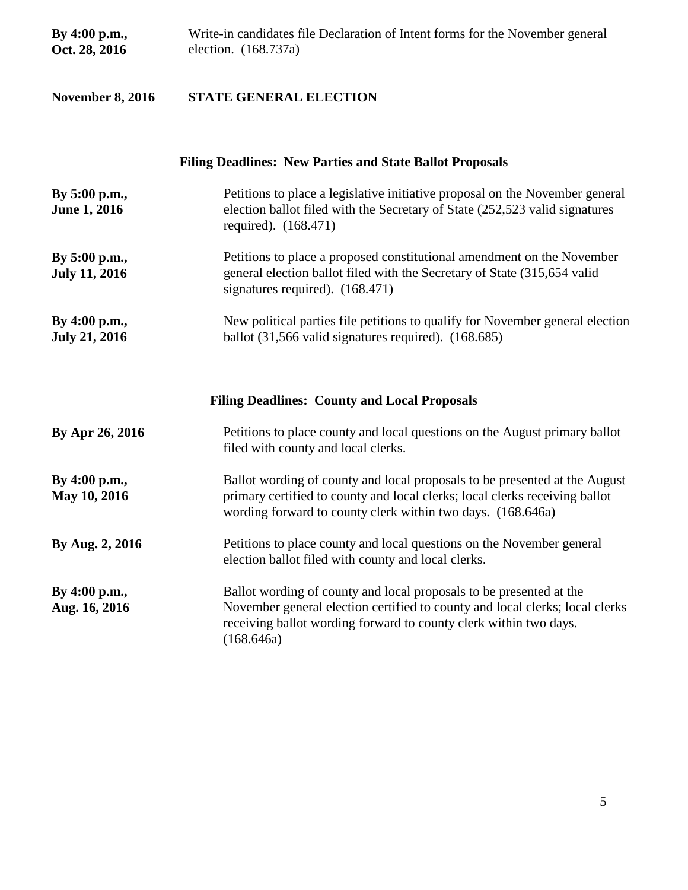**By 4:00 p.m., Oct. 28, 2016** Write-in candidates file Declaration of Intent forms for the November general election. (168.737a)

**November 8, 2016** **STATE GENERAL ELECTION**

### Filing Deadlines: New Parties and State Ballot Proposals

**By 5:00 p.m., June 1, 2016** Petitions to place a legislative initiative proposal on the November general election ballot filed with the Secretary of State (252,523 valid signatures required). (168.471)

**By 5:00 p.m., July 11, 2016** Petitions to place a proposed constitutional amendment on the November general election ballot filed with the Secretary of State (315,654 valid signatures required). (168.471)

**By 4:00 p.m., July 21, 2016** New political parties file petitions to qualify for November general election ballot (31,566 valid signatures required). (168.685)

### Filing Deadlines: County and Local Proposals

**By Apr 26, 2016** Petitions to place county and local questions on the August primary ballot filed with county and local clerks.

**By 4:00 p.m., May 10, 2016** Ballot wording of county and local proposals to be presented at the August primary certified to county and local clerks; local clerks receiving ballot wording forward to county clerk within two days. (168.646a)

**By Aug. 2, 2016** Petitions to place county and local questions on the November general election ballot filed with county and local clerks.

**By 4:00 p.m., Aug. 16, 2016** Ballot wording of county and local proposals to be presented at the November general election certified to county and local clerks; local clerks receiving ballot wording forward to county clerk within two days. (168.646a)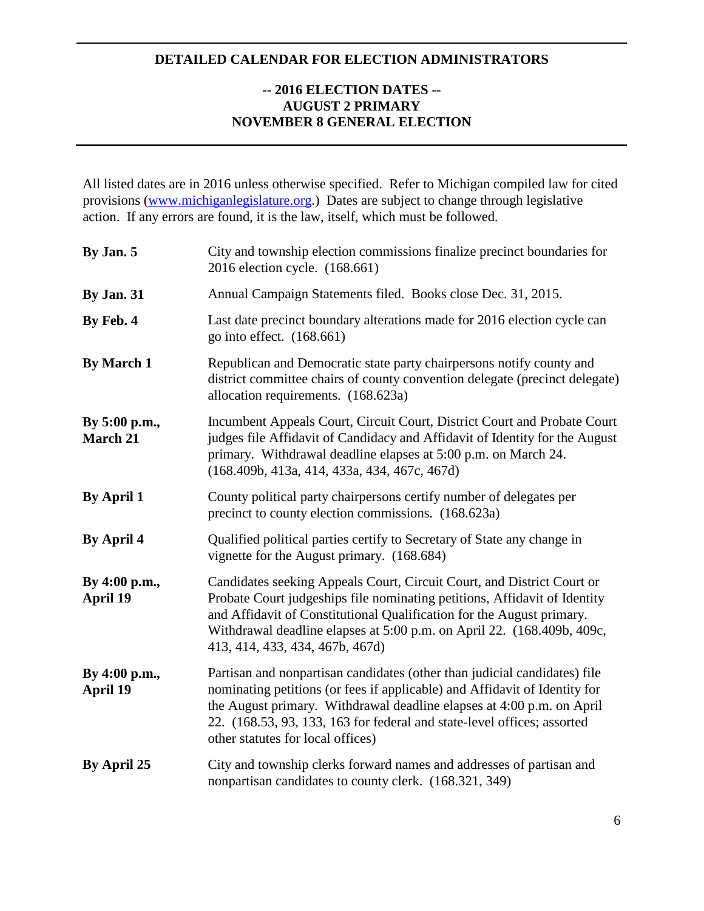## DETAILED CALENDAR FOR ELECTION ADMINISTRATORS

### -- 2016 ELECTION DATES --
### AUGUST 2 PRIMARY
### NOVEMBER 8 GENERAL ELECTION

All listed dates are in 2016 unless otherwise specified. Refer to Michigan compiled law for cited provisions (www.michiganlegislature.org.) Dates are subject to change through legislative action. If any errors are found, it is the law, itself, which must be followed.

| | |
|---|---|
| **By Jan. 5** | City and township election commissions finalize precinct boundaries for 2016 election cycle. (168.661) |
| **By Jan. 31** | Annual Campaign Statements filed. Books close Dec. 31, 2015. |
| **By Feb. 4** | Last date precinct boundary alterations made for 2016 election cycle can go into effect. (168.661) |
| **By March 1** | Republican and Democratic state party chairpersons notify county and district committee chairs of county convention delegate (precinct delegate) allocation requirements. (168.623a) |
| **By 5:00 p.m., March 21** | Incumbent Appeals Court, Circuit Court, District Court and Probate Court judges file Affidavit of Candidacy and Affidavit of Identity for the August primary. Withdrawal deadline elapses at 5:00 p.m. on March 24. (168.409b, 413a, 414, 433a, 434, 467c, 467d) |
| **By April 1** | County political party chairpersons certify number of delegates per precinct to county election commissions. (168.623a) |
| **By April 4** | Qualified political parties certify to Secretary of State any change in vignette for the August primary. (168.684) |
| **By 4:00 p.m., April 19** | Candidates seeking Appeals Court, Circuit Court, and District Court or Probate Court judgeships file nominating petitions, Affidavit of Identity and Affidavit of Constitutional Qualification for the August primary. Withdrawal deadline elapses at 5:00 p.m. on April 22. (168.409b, 409c, 413, 414, 433, 434, 467b, 467d) |
| **By 4:00 p.m., April 19** | Partisan and nonpartisan candidates (other than judicial candidates) file nominating petitions (or fees if applicable) and Affidavit of Identity for the August primary. Withdrawal deadline elapses at 4:00 p.m. on April 22. (168.53, 93, 133, 163 for federal and state-level offices; assorted other statutes for local offices) |
| **By April 25** | City and township clerks forward names and addresses of partisan and nonpartisan candidates to county clerk. (168.321, 349) |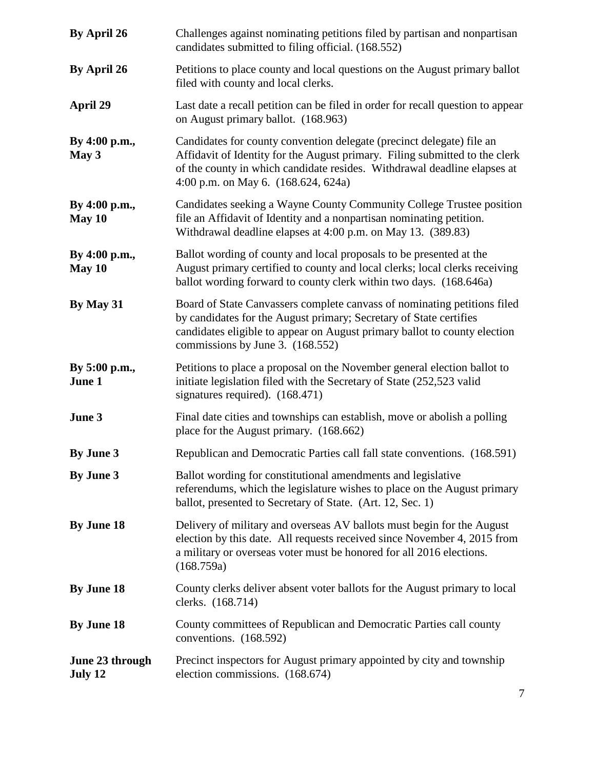| | |
|---|---|
| **By April 26** | Challenges against nominating petitions filed by partisan and nonpartisan candidates submitted to filing official. (168.552) |
| **By April 26** | Petitions to place county and local questions on the August primary ballot filed with county and local clerks. |
| **April 29** | Last date a recall petition can be filed in order for recall question to appear on August primary ballot. (168.963) |
| **By 4:00 p.m., May 3** | Candidates for county convention delegate (precinct delegate) file an Affidavit of Identity for the August primary. Filing submitted to the clerk of the county in which candidate resides. Withdrawal deadline elapses at 4:00 p.m. on May 6. (168.624, 624a) |
| **By 4:00 p.m., May 10** | Candidates seeking a Wayne County Community College Trustee position file an Affidavit of Identity and a nonpartisan nominating petition. Withdrawal deadline elapses at 4:00 p.m. on May 13. (389.83) |
| **By 4:00 p.m., May 10** | Ballot wording of county and local proposals to be presented at the August primary certified to county and local clerks; local clerks receiving ballot wording forward to county clerk within two days. (168.646a) |
| **By May 31** | Board of State Canvassers complete canvass of nominating petitions filed by candidates for the August primary; Secretary of State certifies candidates eligible to appear on August primary ballot to county election commissions by June 3. (168.552) |
| **By 5:00 p.m., June 1** | Petitions to place a proposal on the November general election ballot to initiate legislation filed with the Secretary of State (252,523 valid signatures required). (168.471) |
| **June 3** | Final date cities and townships can establish, move or abolish a polling place for the August primary. (168.662) |
| **By June 3** | Republican and Democratic Parties call fall state conventions. (168.591) |
| **By June 3** | Ballot wording for constitutional amendments and legislative referendums, which the legislature wishes to place on the August primary ballot, presented to Secretary of State. (Art. 12, Sec. 1) |
| **By June 18** | Delivery of military and overseas AV ballots must begin for the August election by this date. All requests received since November 4, 2015 from a military or overseas voter must be honored for all 2016 elections. (168.759a) |
| **By June 18** | County clerks deliver absent voter ballots for the August primary to local clerks. (168.714) |
| **By June 18** | County committees of Republican and Democratic Parties call county conventions. (168.592) |
| **June 23 through July 12** | Precinct inspectors for August primary appointed by city and township election commissions. (168.674) |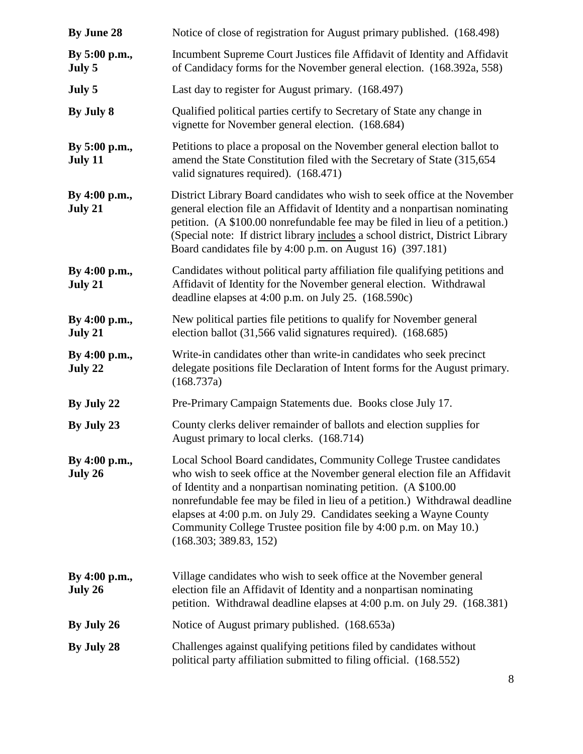| | |
|---|---|
| **By June 28** | Notice of close of registration for August primary published. (168.498) |
| **By 5:00 p.m., July 5** | Incumbent Supreme Court Justices file Affidavit of Identity and Affidavit of Candidacy forms for the November general election. (168.392a, 558) |
| **July 5** | Last day to register for August primary. (168.497) |
| **By July 8** | Qualified political parties certify to Secretary of State any change in vignette for November general election. (168.684) |
| **By 5:00 p.m., July 11** | Petitions to place a proposal on the November general election ballot to amend the State Constitution filed with the Secretary of State (315,654 valid signatures required). (168.471) |
| **By 4:00 p.m., July 21** | District Library Board candidates who wish to seek office at the November general election file an Affidavit of Identity and a nonpartisan nominating petition. (A $100.00 nonrefundable fee may be filed in lieu of a petition.) (Special note: If district library includes a school district, District Library Board candidates file by 4:00 p.m. on August 16) (397.181) |
| **By 4:00 p.m., July 21** | Candidates without political party affiliation file qualifying petitions and Affidavit of Identity for the November general election. Withdrawal deadline elapses at 4:00 p.m. on July 25. (168.590c) |
| **By 4:00 p.m., July 21** | New political parties file petitions to qualify for November general election ballot (31,566 valid signatures required). (168.685) |
| **By 4:00 p.m., July 22** | Write-in candidates other than write-in candidates who seek precinct delegate positions file Declaration of Intent forms for the August primary. (168.737a) |
| **By July 22** | Pre-Primary Campaign Statements due. Books close July 17. |
| **By July 23** | County clerks deliver remainder of ballots and election supplies for August primary to local clerks. (168.714) |
| **By 4:00 p.m., July 26** | Local School Board candidates, Community College Trustee candidates who wish to seek office at the November general election file an Affidavit of Identity and a nonpartisan nominating petition. (A $100.00 nonrefundable fee may be filed in lieu of a petition.) Withdrawal deadline elapses at 4:00 p.m. on July 29. Candidates seeking a Wayne County Community College Trustee position file by 4:00 p.m. on May 10.) (168.303; 389.83, 152) |
| **By 4:00 p.m., July 26** | Village candidates who wish to seek office at the November general election file an Affidavit of Identity and a nonpartisan nominating petition. Withdrawal deadline elapses at 4:00 p.m. on July 29. (168.381) |
| **By July 26** | Notice of August primary published. (168.653a) |
| **By July 28** | Challenges against qualifying petitions filed by candidates without political party affiliation submitted to filing official. (168.552) |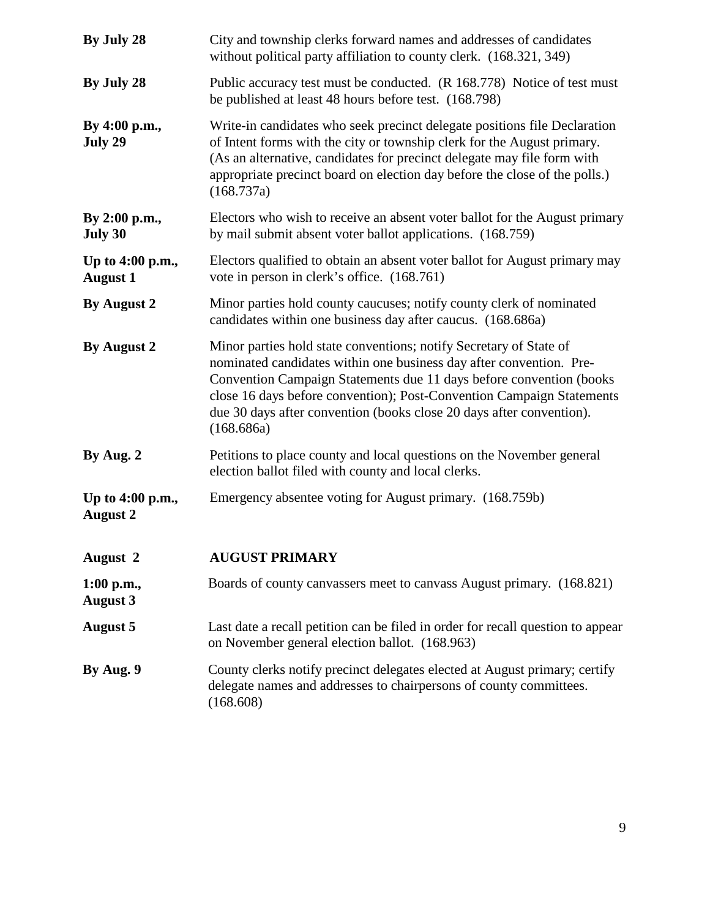| | |
|---|---|
| **By July 28** | City and township clerks forward names and addresses of candidates without political party affiliation to county clerk. (168.321, 349) |
| **By July 28** | Public accuracy test must be conducted. (R 168.778) Notice of test must be published at least 48 hours before test. (168.798) |
| **By 4:00 p.m., July 29** | Write-in candidates who seek precinct delegate positions file Declaration of Intent forms with the city or township clerk for the August primary. (As an alternative, candidates for precinct delegate may file form with appropriate precinct board on election day before the close of the polls.) (168.737a) |
| **By 2:00 p.m., July 30** | Electors who wish to receive an absent voter ballot for the August primary by mail submit absent voter ballot applications. (168.759) |
| **Up to 4:00 p.m., August 1** | Electors qualified to obtain an absent voter ballot for August primary may vote in person in clerk's office. (168.761) |
| **By August 2** | Minor parties hold county caucuses; notify county clerk of nominated candidates within one business day after caucus. (168.686a) |
| **By August 2** | Minor parties hold state conventions; notify Secretary of State of nominated candidates within one business day after convention. Pre-Convention Campaign Statements due 11 days before convention (books close 16 days before convention); Post-Convention Campaign Statements due 30 days after convention (books close 20 days after convention). (168.686a) |
| **By Aug. 2** | Petitions to place county and local questions on the November general election ballot filed with county and local clerks. |
| **Up to 4:00 p.m., August 2** | Emergency absentee voting for August primary. (168.759b) |
| **August 2** | **AUGUST PRIMARY** |
| **1:00 p.m., August 3** | Boards of county canvassers meet to canvass August primary. (168.821) |
| **August 5** | Last date a recall petition can be filed in order for recall question to appear on November general election ballot. (168.963) |
| **By Aug. 9** | County clerks notify precinct delegates elected at August primary; certify delegate names and addresses to chairpersons of county committees. (168.608) |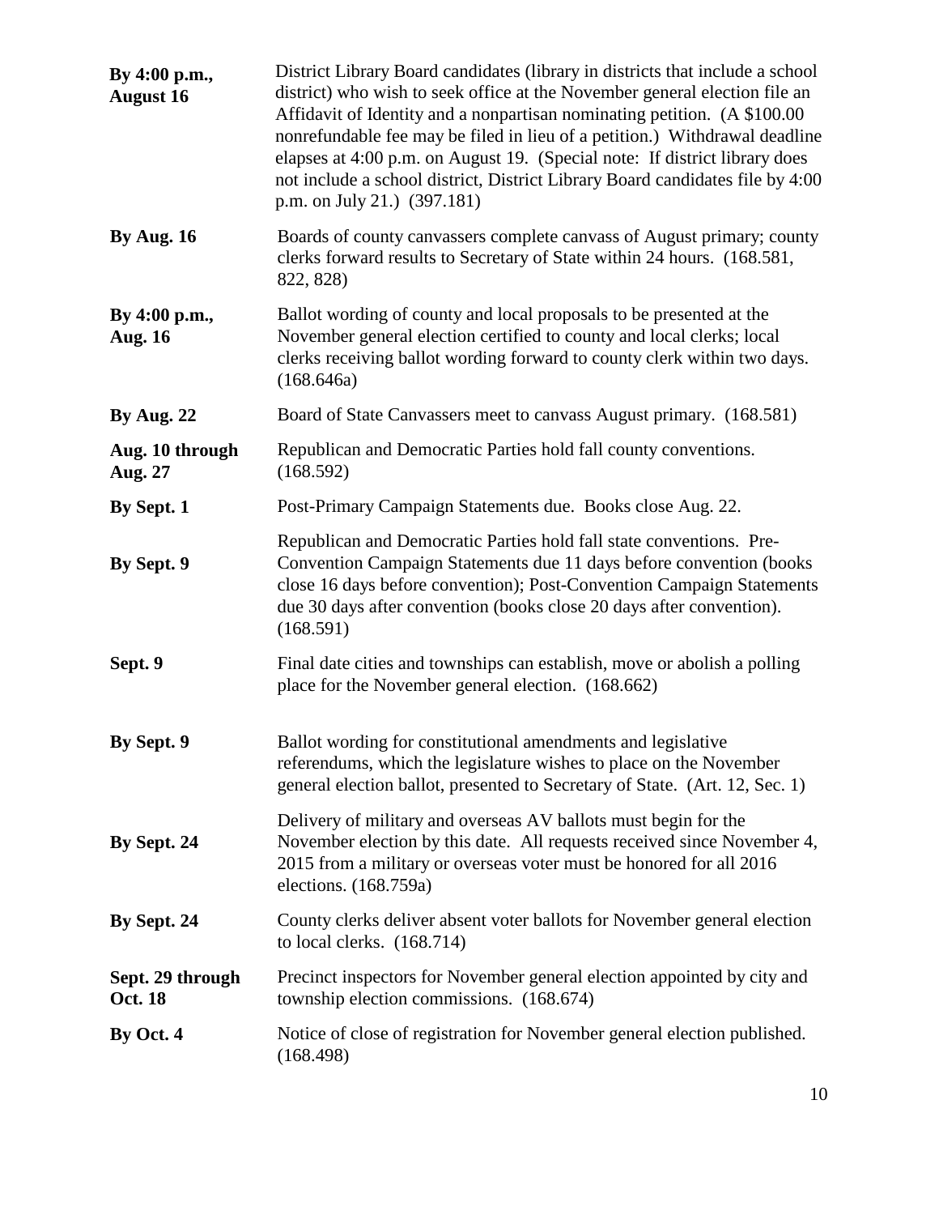| | |
|---|---|
| **By 4:00 p.m., August 16** | District Library Board candidates (library in districts that include a school district) who wish to seek office at the November general election file an Affidavit of Identity and a nonpartisan nominating petition. (A $100.00 nonrefundable fee may be filed in lieu of a petition.) Withdrawal deadline elapses at 4:00 p.m. on August 19. (Special note: If district library does not include a school district, District Library Board candidates file by 4:00 p.m. on July 21.) (397.181) |
| **By Aug. 16** | Boards of county canvassers complete canvass of August primary; county clerks forward results to Secretary of State within 24 hours. (168.581, 822, 828) |
| **By 4:00 p.m., Aug. 16** | Ballot wording of county and local proposals to be presented at the November general election certified to county and local clerks; local clerks receiving ballot wording forward to county clerk within two days. (168.646a) |
| **By Aug. 22** | Board of State Canvassers meet to canvass August primary. (168.581) |
| **Aug. 10 through Aug. 27** | Republican and Democratic Parties hold fall county conventions. (168.592) |
| **By Sept. 1** | Post-Primary Campaign Statements due. Books close Aug. 22. |
| **By Sept. 9** | Republican and Democratic Parties hold fall state conventions. Pre-Convention Campaign Statements due 11 days before convention (books close 16 days before convention); Post-Convention Campaign Statements due 30 days after convention (books close 20 days after convention). (168.591) |
| **Sept. 9** | Final date cities and townships can establish, move or abolish a polling place for the November general election. (168.662) |
| **By Sept. 9** | Ballot wording for constitutional amendments and legislative referendums, which the legislature wishes to place on the November general election ballot, presented to Secretary of State. (Art. 12, Sec. 1) |
| **By Sept. 24** | Delivery of military and overseas AV ballots must begin for the November election by this date. All requests received since November 4, 2015 from a military or overseas voter must be honored for all 2016 elections. (168.759a) |
| **By Sept. 24** | County clerks deliver absent voter ballots for November general election to local clerks. (168.714) |
| **Sept. 29 through Oct. 18** | Precinct inspectors for November general election appointed by city and township election commissions. (168.674) |
| **By Oct. 4** | Notice of close of registration for November general election published. (168.498) |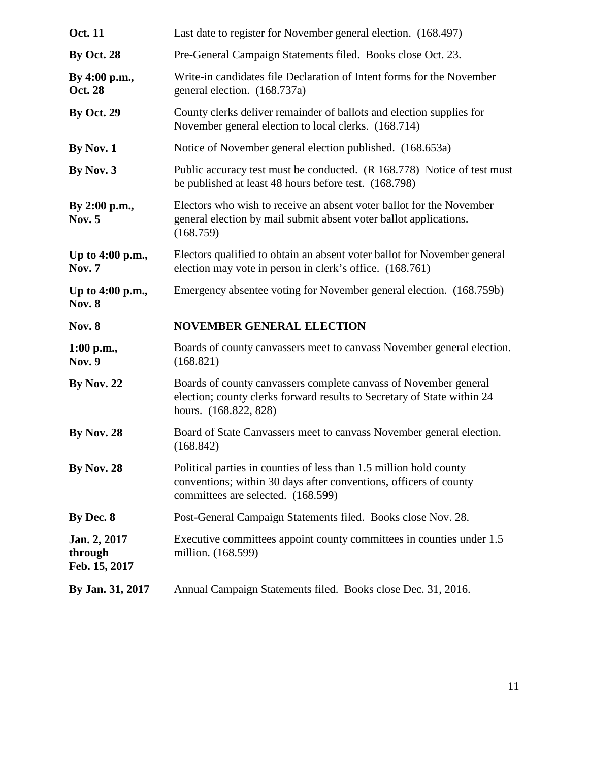| | |
|---|---|
| **Oct. 11** | Last date to register for November general election. (168.497) |
| **By Oct. 28** | Pre-General Campaign Statements filed. Books close Oct. 23. |
| **By 4:00 p.m., Oct. 28** | Write-in candidates file Declaration of Intent forms for the November general election. (168.737a) |
| **By Oct. 29** | County clerks deliver remainder of ballots and election supplies for November general election to local clerks. (168.714) |
| **By Nov. 1** | Notice of November general election published. (168.653a) |
| **By Nov. 3** | Public accuracy test must be conducted. (R 168.778) Notice of test must be published at least 48 hours before test. (168.798) |
| **By 2:00 p.m., Nov. 5** | Electors who wish to receive an absent voter ballot for the November general election by mail submit absent voter ballot applications. (168.759) |
| **Up to 4:00 p.m., Nov. 7** | Electors qualified to obtain an absent voter ballot for November general election may vote in person in clerk's office. (168.761) |
| **Up to 4:00 p.m., Nov. 8** | Emergency absentee voting for November general election. (168.759b) |
| **Nov. 8** | **NOVEMBER GENERAL ELECTION** |
| **1:00 p.m., Nov. 9** | Boards of county canvassers meet to canvass November general election. (168.821) |
| **By Nov. 22** | Boards of county canvassers complete canvass of November general election; county clerks forward results to Secretary of State within 24 hours. (168.822, 828) |
| **By Nov. 28** | Board of State Canvassers meet to canvass November general election. (168.842) |
| **By Nov. 28** | Political parties in counties of less than 1.5 million hold county conventions; within 30 days after conventions, officers of county committees are selected. (168.599) |
| **By Dec. 8** | Post-General Campaign Statements filed. Books close Nov. 28. |
| **Jan. 2, 2017 through Feb. 15, 2017** | Executive committees appoint county committees in counties under 1.5 million. (168.599) |
| **By Jan. 31, 2017** | Annual Campaign Statements filed. Books close Dec. 31, 2016. |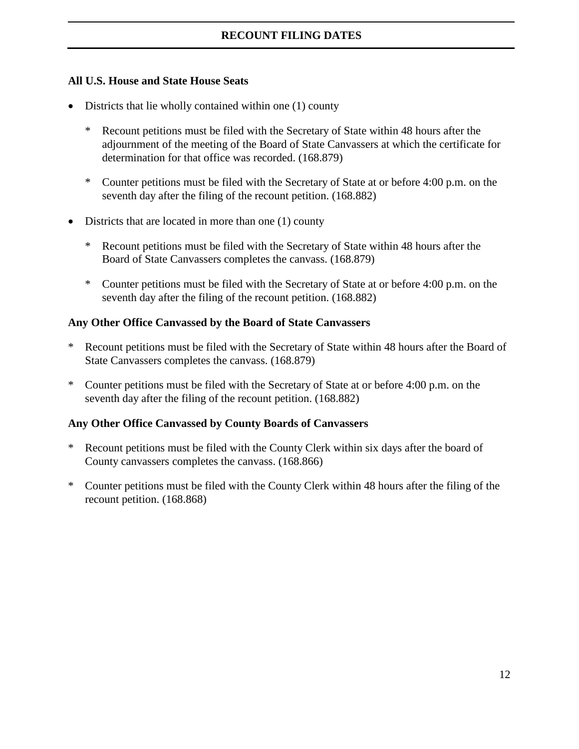## RECOUNT FILING DATES

**All U.S. House and State House Seats**

- Districts that lie wholly contained within one (1) county

  * Recount petitions must be filed with the Secretary of State within 48 hours after the adjournment of the meeting of the Board of State Canvassers at which the certificate for determination for that office was recorded. (168.879)

  * Counter petitions must be filed with the Secretary of State at or before 4:00 p.m. on the seventh day after the filing of the recount petition. (168.882)

- Districts that are located in more than one (1) county

  * Recount petitions must be filed with the Secretary of State within 48 hours after the Board of State Canvassers completes the canvass. (168.879)

  * Counter petitions must be filed with the Secretary of State at or before 4:00 p.m. on the seventh day after the filing of the recount petition. (168.882)

**Any Other Office Canvassed by the Board of State Canvassers**

* Recount petitions must be filed with the Secretary of State within 48 hours after the Board of State Canvassers completes the canvass. (168.879)

* Counter petitions must be filed with the Secretary of State at or before 4:00 p.m. on the seventh day after the filing of the recount petition. (168.882)

**Any Other Office Canvassed by County Boards of Canvassers**

* Recount petitions must be filed with the County Clerk within six days after the board of County canvassers completes the canvass. (168.866)

* Counter petitions must be filed with the County Clerk within 48 hours after the filing of the recount petition. (168.868)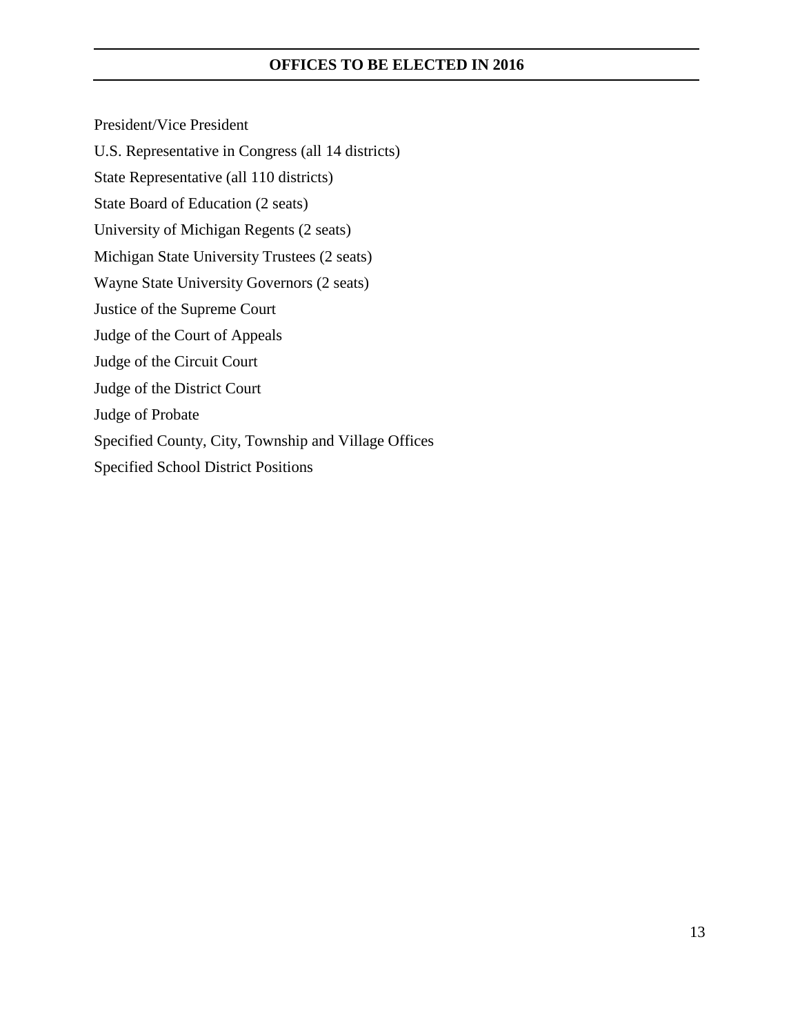## OFFICES TO BE ELECTED IN 2016

President/Vice President

U.S. Representative in Congress (all 14 districts)

State Representative (all 110 districts)

State Board of Education (2 seats)

University of Michigan Regents (2 seats)

Michigan State University Trustees (2 seats)

Wayne State University Governors (2 seats)

Justice of the Supreme Court

Judge of the Court of Appeals

Judge of the Circuit Court

Judge of the District Court

Judge of Probate

Specified County, City, Township and Village Offices

Specified School District Positions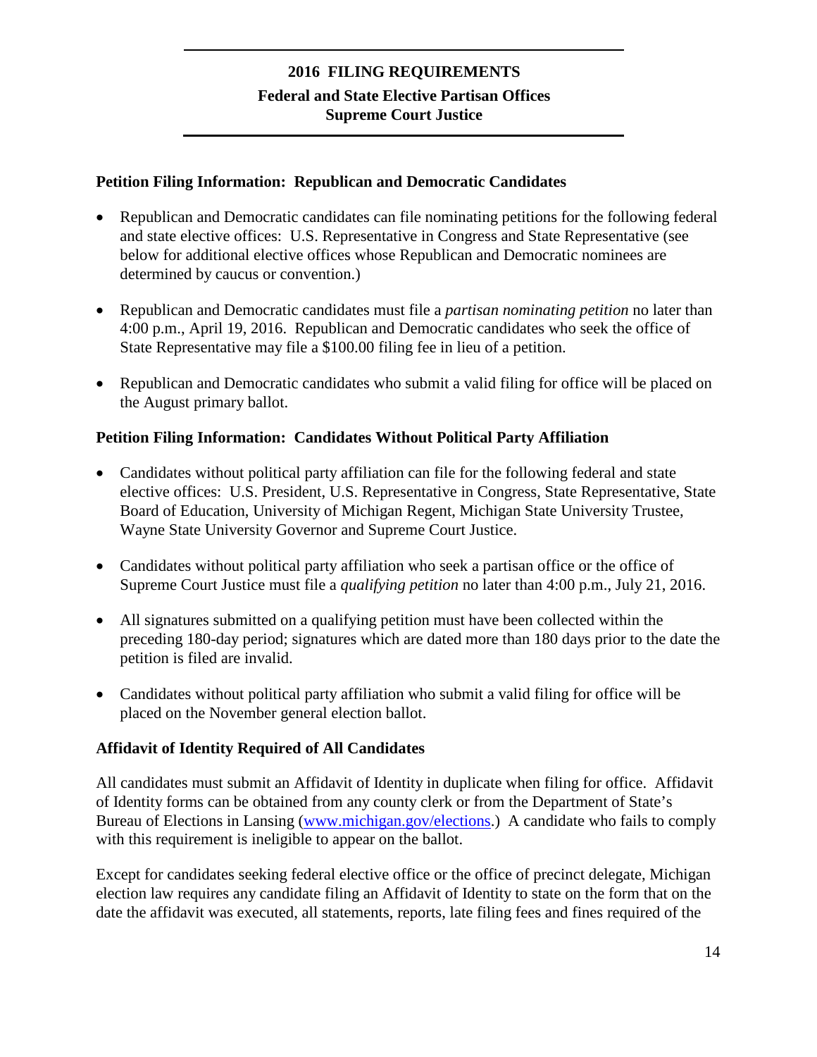## 2016 FILING REQUIREMENTS

### Federal and State Elective Partisan Offices
### Supreme Court Justice

**Petition Filing Information: Republican and Democratic Candidates**

- Republican and Democratic candidates can file nominating petitions for the following federal and state elective offices: U.S. Representative in Congress and State Representative (see below for additional elective offices whose Republican and Democratic nominees are determined by caucus or convention.)
- Republican and Democratic candidates must file a *partisan nominating petition* no later than 4:00 p.m., April 19, 2016. Republican and Democratic candidates who seek the office of State Representative may file a $100.00 filing fee in lieu of a petition.
- Republican and Democratic candidates who submit a valid filing for office will be placed on the August primary ballot.

**Petition Filing Information: Candidates Without Political Party Affiliation**

- Candidates without political party affiliation can file for the following federal and state elective offices: U.S. President, U.S. Representative in Congress, State Representative, State Board of Education, University of Michigan Regent, Michigan State University Trustee, Wayne State University Governor and Supreme Court Justice.
- Candidates without political party affiliation who seek a partisan office or the office of Supreme Court Justice must file a *qualifying petition* no later than 4:00 p.m., July 21, 2016.
- All signatures submitted on a qualifying petition must have been collected within the preceding 180-day period; signatures which are dated more than 180 days prior to the date the petition is filed are invalid.
- Candidates without political party affiliation who submit a valid filing for office will be placed on the November general election ballot.

**Affidavit of Identity Required of All Candidates**

All candidates must submit an Affidavit of Identity in duplicate when filing for office. Affidavit of Identity forms can be obtained from any county clerk or from the Department of State's Bureau of Elections in Lansing (www.michigan.gov/elections.) A candidate who fails to comply with this requirement is ineligible to appear on the ballot.

Except for candidates seeking federal elective office or the office of precinct delegate, Michigan election law requires any candidate filing an Affidavit of Identity to state on the form that on the date the affidavit was executed, all statements, reports, late filing fees and fines required of the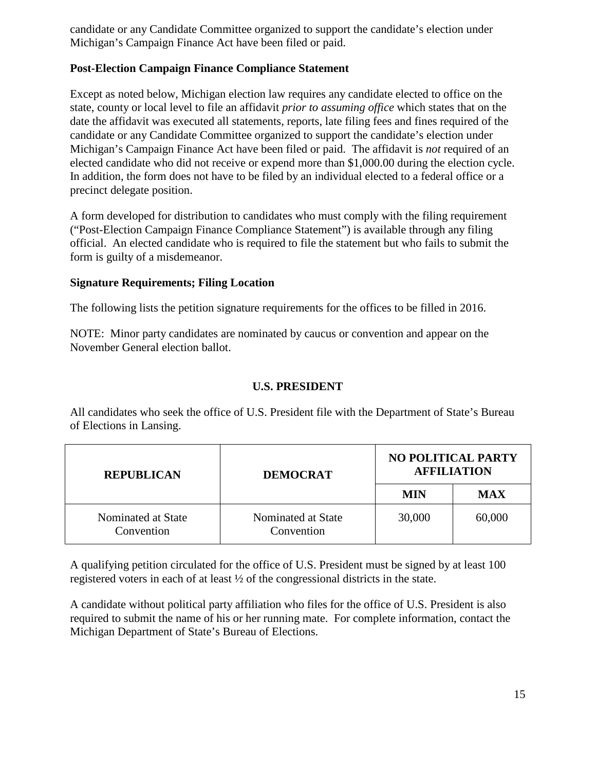candidate or any Candidate Committee organized to support the candidate's election under Michigan's Campaign Finance Act have been filed or paid.

**Post-Election Campaign Finance Compliance Statement**

Except as noted below, Michigan election law requires any candidate elected to office on the state, county or local level to file an affidavit *prior to assuming office* which states that on the date the affidavit was executed all statements, reports, late filing fees and fines required of the candidate or any Candidate Committee organized to support the candidate's election under Michigan's Campaign Finance Act have been filed or paid. The affidavit is *not* required of an elected candidate who did not receive or expend more than $1,000.00 during the election cycle. In addition, the form does not have to be filed by an individual elected to a federal office or a precinct delegate position.

A form developed for distribution to candidates who must comply with the filing requirement ("Post-Election Campaign Finance Compliance Statement") is available through any filing official. An elected candidate who is required to file the statement but who fails to submit the form is guilty of a misdemeanor.

**Signature Requirements; Filing Location**

The following lists the petition signature requirements for the offices to be filled in 2016.

NOTE: Minor party candidates are nominated by caucus or convention and appear on the November General election ballot.

**U.S. PRESIDENT**

All candidates who seek the office of U.S. President file with the Department of State's Bureau of Elections in Lansing.

| REPUBLICAN | DEMOCRAT | NO POLITICAL PARTY AFFILIATION | |
|---|---|---|---|
| | | MIN | MAX |
| Nominated at State Convention | Nominated at State Convention | 30,000 | 60,000 |

A qualifying petition circulated for the office of U.S. President must be signed by at least 100 registered voters in each of at least ½ of the congressional districts in the state.

A candidate without political party affiliation who files for the office of U.S. President is also required to submit the name of his or her running mate. For complete information, contact the Michigan Department of State's Bureau of Elections.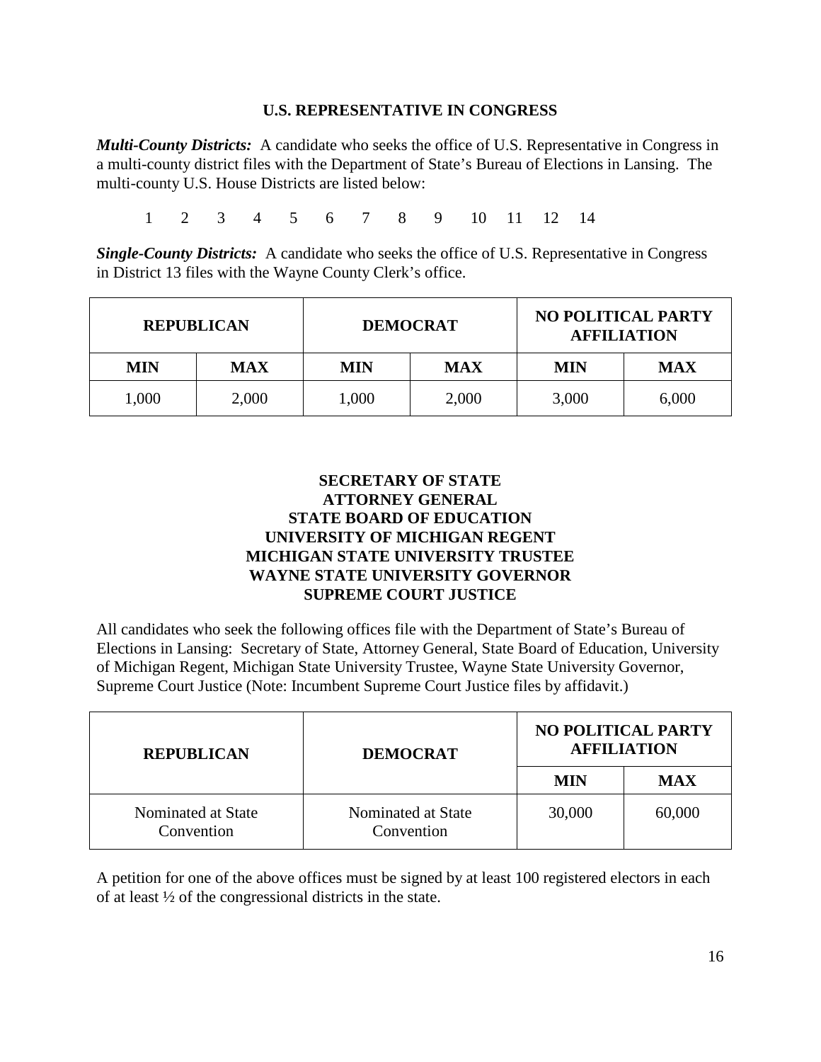## U.S. REPRESENTATIVE IN CONGRESS

***Multi-County Districts:*** A candidate who seeks the office of U.S. Representative in Congress in a multi-county district files with the Department of State's Bureau of Elections in Lansing. The multi-county U.S. House Districts are listed below:

1 2 3 4 5 6 7 8 9 10 11 12 14

***Single-County Districts:*** A candidate who seeks the office of U.S. Representative in Congress in District 13 files with the Wayne County Clerk's office.

| REPUBLICAN | | DEMOCRAT | | NO POLITICAL PARTY AFFILIATION | |
|---|---|---|---|---|---|
| MIN | MAX | MIN | MAX | MIN | MAX |
| 1,000 | 2,000 | 1,000 | 2,000 | 3,000 | 6,000 |

## SECRETARY OF STATE
## ATTORNEY GENERAL
## STATE BOARD OF EDUCATION
## UNIVERSITY OF MICHIGAN REGENT
## MICHIGAN STATE UNIVERSITY TRUSTEE
## WAYNE STATE UNIVERSITY GOVERNOR
## SUPREME COURT JUSTICE

All candidates who seek the following offices file with the Department of State's Bureau of Elections in Lansing: Secretary of State, Attorney General, State Board of Education, University of Michigan Regent, Michigan State University Trustee, Wayne State University Governor, Supreme Court Justice (Note: Incumbent Supreme Court Justice files by affidavit.)

| REPUBLICAN | DEMOCRAT | NO POLITICAL PARTY AFFILIATION | |
|---|---|---|---|
| | | MIN | MAX |
| Nominated at State Convention | Nominated at State Convention | 30,000 | 60,000 |

A petition for one of the above offices must be signed by at least 100 registered electors in each of at least ½ of the congressional districts in the state.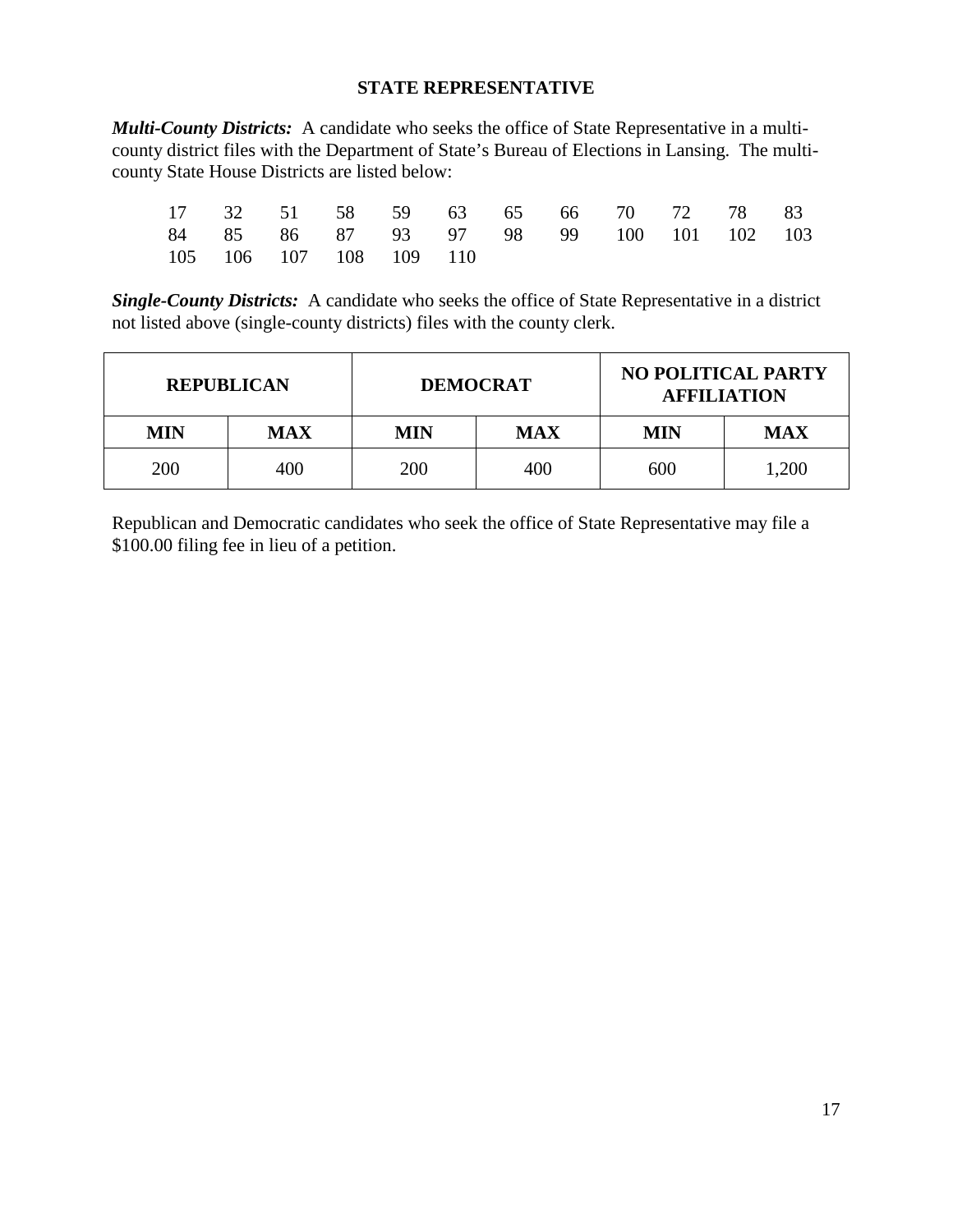## STATE REPRESENTATIVE

***Multi-County Districts:*** A candidate who seeks the office of State Representative in a multi-county district files with the Department of State's Bureau of Elections in Lansing. The multi-county State House Districts are listed below:

| | | | | | | | | | | | |
|---|---|---|---|---|---|---|---|---|---|---|---|
| 17 | 32 | 51 | 58 | 59 | 63 | 65 | 66 | 70 | 72 | 78 | 83 |
| 84 | 85 | 86 | 87 | 93 | 97 | 98 | 99 | 100 | 101 | 102 | 103 |
| 105 | 106 | 107 | 108 | 109 | 110 | | | | | | |

***Single-County Districts:*** A candidate who seeks the office of State Representative in a district not listed above (single-county districts) files with the county clerk.

| **REPUBLICAN** | | **DEMOCRAT** | | **NO POLITICAL PARTY AFFILIATION** | |
|---|---|---|---|---|---|
| **MIN** | **MAX** | **MIN** | **MAX** | **MIN** | **MAX** |
| 200 | 400 | 200 | 400 | 600 | 1,200 |

Republican and Democratic candidates who seek the office of State Representative may file a $100.00 filing fee in lieu of a petition.